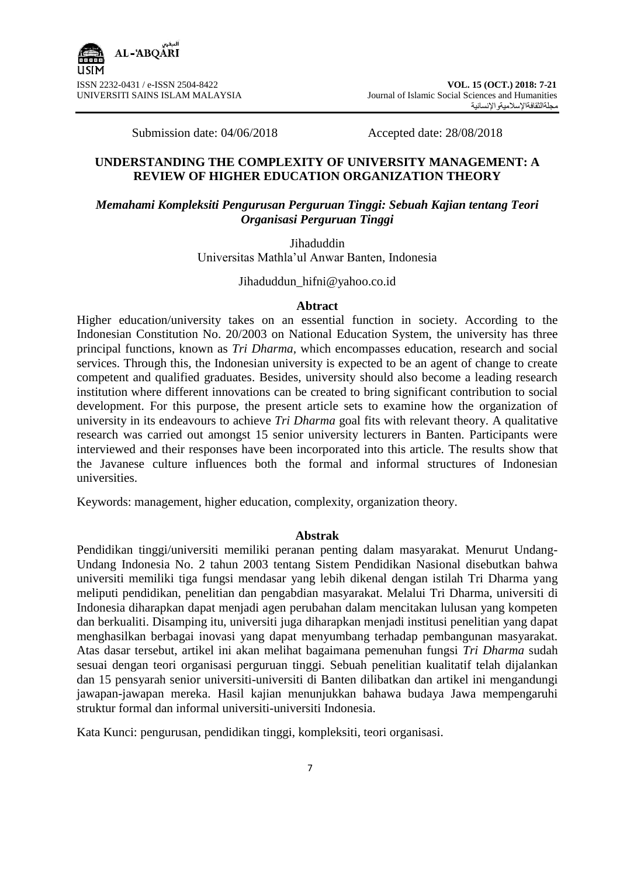Submission date: 04/06/2018 Accepted date: 28/08/2018

# UNDERSTANDING THE COMPLEXITY OF UNIVERSITY MANAGEMENT: A REVIEW OF HIGHER EDUCATION ORGANIZATION THEORY

### *Memahami Kompleksiti Pengurusan Perguruan Tinggi: Sebuah Kajian tentang Teori Organisasi Perguruan Tinggi*

Jihaduddin
Universitas Mathla'ul Anwar Banten, Indonesia

Jihaduddun_hifni@yahoo.co.id

**Abtract**

Higher education/university takes on an essential function in society. According to the Indonesian Constitution No. 20/2003 on National Education System, the university has three principal functions, known as *Tri Dharma*, which encompasses education, research and social services. Through this, the Indonesian university is expected to be an agent of change to create competent and qualified graduates. Besides, university should also become a leading research institution where different innovations can be created to bring significant contribution to social development. For this purpose, the present article sets to examine how the organization of university in its endeavours to achieve *Tri Dharma* goal fits with relevant theory. A qualitative research was carried out amongst 15 senior university lecturers in Banten. Participants were interviewed and their responses have been incorporated into this article. The results show that the Javanese culture influences both the formal and informal structures of Indonesian universities.

Keywords: management, higher education, complexity, organization theory.

**Abstrak**

Pendidikan tinggi/universiti memiliki peranan penting dalam masyarakat. Menurut Undang-Undang Indonesia No. 2 tahun 2003 tentang Sistem Pendidikan Nasional disebutkan bahwa universiti memiliki tiga fungsi mendasar yang lebih dikenal dengan istilah Tri Dharma yang meliputi pendidikan, penelitian dan pengabdian masyarakat. Melalui Tri Dharma, universiti di Indonesia diharapkan dapat menjadi agen perubahan dalam mencitakan lulusan yang kompeten dan berkualiti. Disamping itu, universiti juga diharapkan menjadi institusi penelitian yang dapat menghasilkan berbagai inovasi yang dapat menyumbang terhadap pembangunan masyarakat. Atas dasar tersebut, artikel ini akan melihat bagaimana pemenuhan fungsi *Tri Dharma* sudah sesuai dengan teori organisasi perguruan tinggi. Sebuah penelitian kualitatif telah dijalankan dan 15 pensyarah senior universiti-universiti di Banten dilibatkan dan artikel ini mengandungi jawapan-jawapan mereka. Hasil kajian menunjukkan bahawa budaya Jawa mempengaruhi struktur formal dan informal universiti-universiti Indonesia.

Kata Kunci: pengurusan, pendidikan tinggi, kompleksiti, teori organisasi.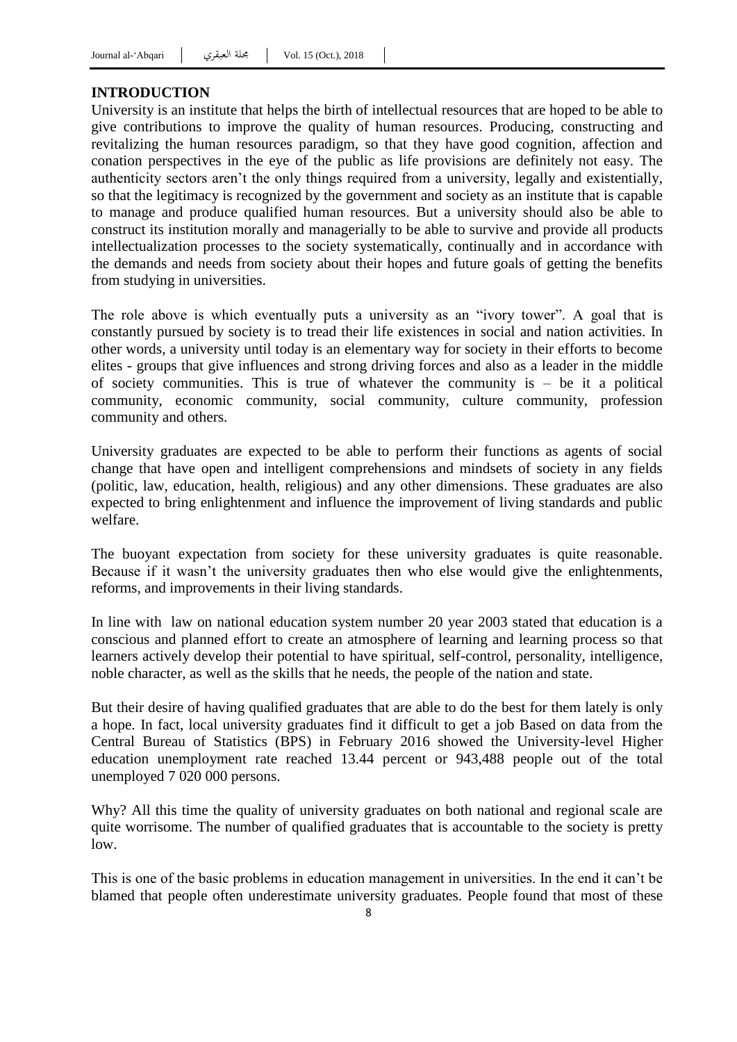## INTRODUCTION

University is an institute that helps the birth of intellectual resources that are hoped to be able to give contributions to improve the quality of human resources. Producing, constructing and revitalizing the human resources paradigm, so that they have good cognition, affection and conation perspectives in the eye of the public as life provisions are definitely not easy. The authenticity sectors aren't the only things required from a university, legally and existentially, so that the legitimacy is recognized by the government and society as an institute that is capable to manage and produce qualified human resources. But a university should also be able to construct its institution morally and managerially to be able to survive and provide all products intellectualization processes to the society systematically, continually and in accordance with the demands and needs from society about their hopes and future goals of getting the benefits from studying in universities.

The role above is which eventually puts a university as an "ivory tower". A goal that is constantly pursued by society is to tread their life existences in social and nation activities. In other words, a university until today is an elementary way for society in their efforts to become elites - groups that give influences and strong driving forces and also as a leader in the middle of society communities. This is true of whatever the community is – be it a political community, economic community, social community, culture community, profession community and others.

University graduates are expected to be able to perform their functions as agents of social change that have open and intelligent comprehensions and mindsets of society in any fields (politic, law, education, health, religious) and any other dimensions. These graduates are also expected to bring enlightenment and influence the improvement of living standards and public welfare.

The buoyant expectation from society for these university graduates is quite reasonable. Because if it wasn't the university graduates then who else would give the enlightenments, reforms, and improvements in their living standards.

In line with law on national education system number 20 year 2003 stated that education is a conscious and planned effort to create an atmosphere of learning and learning process so that learners actively develop their potential to have spiritual, self-control, personality, intelligence, noble character, as well as the skills that he needs, the people of the nation and state.

But their desire of having qualified graduates that are able to do the best for them lately is only a hope. In fact, local university graduates find it difficult to get a job Based on data from the Central Bureau of Statistics (BPS) in February 2016 showed the University-level Higher education unemployment rate reached 13.44 percent or 943,488 people out of the total unemployed 7 020 000 persons.

Why? All this time the quality of university graduates on both national and regional scale are quite worrisome. The number of qualified graduates that is accountable to the society is pretty low.

This is one of the basic problems in education management in universities. In the end it can't be blamed that people often underestimate university graduates. People found that most of these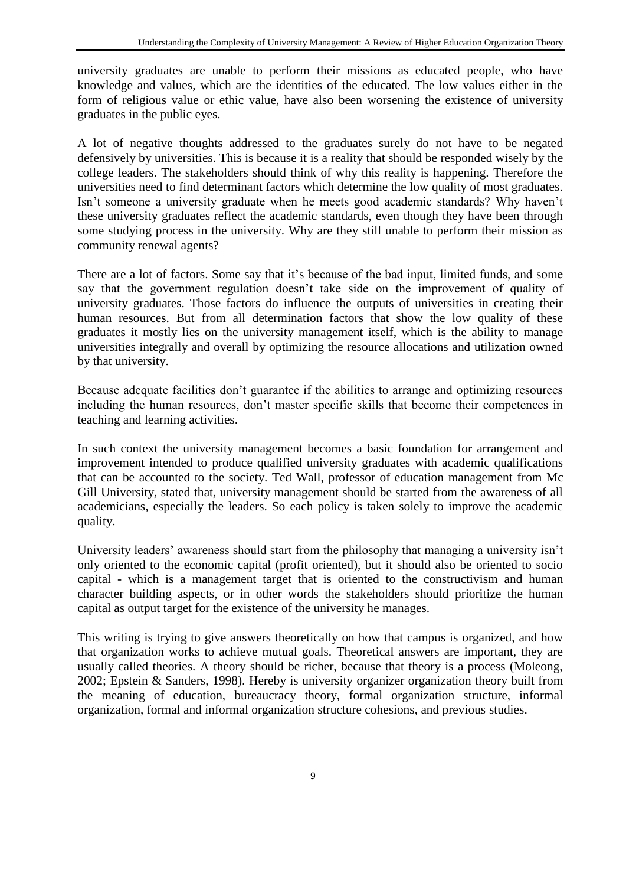university graduates are unable to perform their missions as educated people, who have knowledge and values, which are the identities of the educated. The low values either in the form of religious value or ethic value, have also been worsening the existence of university graduates in the public eyes.

A lot of negative thoughts addressed to the graduates surely do not have to be negated defensively by universities. This is because it is a reality that should be responded wisely by the college leaders. The stakeholders should think of why this reality is happening. Therefore the universities need to find determinant factors which determine the low quality of most graduates. Isn't someone a university graduate when he meets good academic standards? Why haven't these university graduates reflect the academic standards, even though they have been through some studying process in the university. Why are they still unable to perform their mission as community renewal agents?

There are a lot of factors. Some say that it's because of the bad input, limited funds, and some say that the government regulation doesn't take side on the improvement of quality of university graduates. Those factors do influence the outputs of universities in creating their human resources. But from all determination factors that show the low quality of these graduates it mostly lies on the university management itself, which is the ability to manage universities integrally and overall by optimizing the resource allocations and utilization owned by that university.

Because adequate facilities don't guarantee if the abilities to arrange and optimizing resources including the human resources, don't master specific skills that become their competences in teaching and learning activities.

In such context the university management becomes a basic foundation for arrangement and improvement intended to produce qualified university graduates with academic qualifications that can be accounted to the society. Ted Wall, professor of education management from Mc Gill University, stated that, university management should be started from the awareness of all academicians, especially the leaders. So each policy is taken solely to improve the academic quality.

University leaders' awareness should start from the philosophy that managing a university isn't only oriented to the economic capital (profit oriented), but it should also be oriented to socio capital - which is a management target that is oriented to the constructivism and human character building aspects, or in other words the stakeholders should prioritize the human capital as output target for the existence of the university he manages.

This writing is trying to give answers theoretically on how that campus is organized, and how that organization works to achieve mutual goals. Theoretical answers are important, they are usually called theories. A theory should be richer, because that theory is a process (Moleong, 2002; Epstein & Sanders, 1998). Hereby is university organizer organization theory built from the meaning of education, bureaucracy theory, formal organization structure, informal organization, formal and informal organization structure cohesions, and previous studies.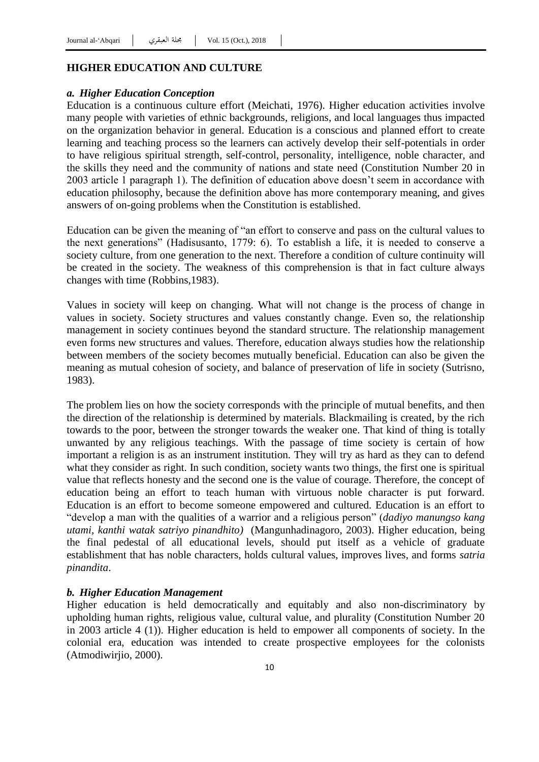## HIGHER EDUCATION AND CULTURE

### *a. Higher Education Conception*

Education is a continuous culture effort (Meichati, 1976). Higher education activities involve many people with varieties of ethnic backgrounds, religions, and local languages thus impacted on the organization behavior in general. Education is a conscious and planned effort to create learning and teaching process so the learners can actively develop their self-potentials in order to have religious spiritual strength, self-control, personality, intelligence, noble character, and the skills they need and the community of nations and state need (Constitution Number 20 in 2003 article 1 paragraph 1). The definition of education above doesn't seem in accordance with education philosophy, because the definition above has more contemporary meaning, and gives answers of on-going problems when the Constitution is established.

Education can be given the meaning of "an effort to conserve and pass on the cultural values to the next generations" (Hadisusanto, 1779: 6). To establish a life, it is needed to conserve a society culture, from one generation to the next. Therefore a condition of culture continuity will be created in the society. The weakness of this comprehension is that in fact culture always changes with time (Robbins,1983).

Values in society will keep on changing. What will not change is the process of change in values in society. Society structures and values constantly change. Even so, the relationship management in society continues beyond the standard structure. The relationship management even forms new structures and values. Therefore, education always studies how the relationship between members of the society becomes mutually beneficial. Education can also be given the meaning as mutual cohesion of society, and balance of preservation of life in society (Sutrisno, 1983).

The problem lies on how the society corresponds with the principle of mutual benefits, and then the direction of the relationship is determined by materials. Blackmailing is created, by the rich towards to the poor, between the stronger towards the weaker one. That kind of thing is totally unwanted by any religious teachings. With the passage of time society is certain of how important a religion is as an instrument institution. They will try as hard as they can to defend what they consider as right. In such condition, society wants two things, the first one is spiritual value that reflects honesty and the second one is the value of courage. Therefore, the concept of education being an effort to teach human with virtuous noble character is put forward. Education is an effort to become someone empowered and cultured. Education is an effort to "develop a man with the qualities of a warrior and a religious person" (*dadiyo manungso kang utami, kanthi watak satriyo pinandhito)* (Mangunhadinagoro, 2003). Higher education, being the final pedestal of all educational levels, should put itself as a vehicle of graduate establishment that has noble characters, holds cultural values, improves lives, and forms *satria pinandita*.

### *b. Higher Education Management*

Higher education is held democratically and equitably and also non-discriminatory by upholding human rights, religious value, cultural value, and plurality (Constitution Number 20 in 2003 article 4 (1)). Higher education is held to empower all components of society. In the colonial era, education was intended to create prospective employees for the colonists (Atmodiwirjio, 2000).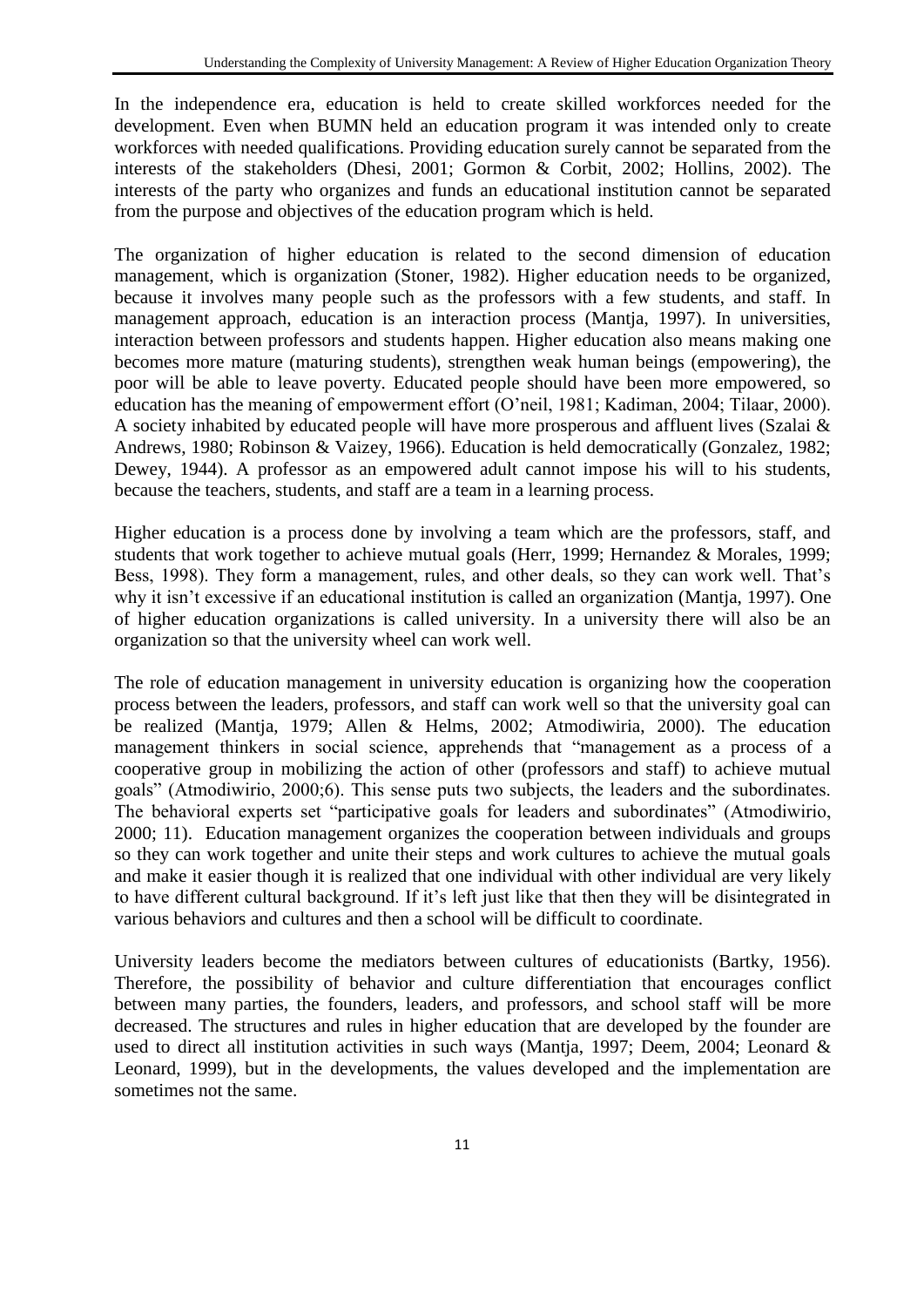In the independence era, education is held to create skilled workforces needed for the development. Even when BUMN held an education program it was intended only to create workforces with needed qualifications. Providing education surely cannot be separated from the interests of the stakeholders (Dhesi, 2001; Gormon & Corbit, 2002; Hollins, 2002). The interests of the party who organizes and funds an educational institution cannot be separated from the purpose and objectives of the education program which is held.

The organization of higher education is related to the second dimension of education management, which is organization (Stoner, 1982). Higher education needs to be organized, because it involves many people such as the professors with a few students, and staff. In management approach, education is an interaction process (Mantja, 1997). In universities, interaction between professors and students happen. Higher education also means making one becomes more mature (maturing students), strengthen weak human beings (empowering), the poor will be able to leave poverty. Educated people should have been more empowered, so education has the meaning of empowerment effort (O'neil, 1981; Kadiman, 2004; Tilaar, 2000). A society inhabited by educated people will have more prosperous and affluent lives (Szalai & Andrews, 1980; Robinson & Vaizey, 1966). Education is held democratically (Gonzalez, 1982; Dewey, 1944). A professor as an empowered adult cannot impose his will to his students, because the teachers, students, and staff are a team in a learning process.

Higher education is a process done by involving a team which are the professors, staff, and students that work together to achieve mutual goals (Herr, 1999; Hernandez & Morales, 1999; Bess, 1998). They form a management, rules, and other deals, so they can work well. That's why it isn't excessive if an educational institution is called an organization (Mantja, 1997). One of higher education organizations is called university. In a university there will also be an organization so that the university wheel can work well.

The role of education management in university education is organizing how the cooperation process between the leaders, professors, and staff can work well so that the university goal can be realized (Mantja, 1979; Allen & Helms, 2002; Atmodiwiria, 2000). The education management thinkers in social science, apprehends that "management as a process of a cooperative group in mobilizing the action of other (professors and staff) to achieve mutual goals" (Atmodiwirio, 2000;6). This sense puts two subjects, the leaders and the subordinates. The behavioral experts set "participative goals for leaders and subordinates" (Atmodiwirio, 2000; 11). Education management organizes the cooperation between individuals and groups so they can work together and unite their steps and work cultures to achieve the mutual goals and make it easier though it is realized that one individual with other individual are very likely to have different cultural background. If it's left just like that then they will be disintegrated in various behaviors and cultures and then a school will be difficult to coordinate.

University leaders become the mediators between cultures of educationists (Bartky, 1956). Therefore, the possibility of behavior and culture differentiation that encourages conflict between many parties, the founders, leaders, and professors, and school staff will be more decreased. The structures and rules in higher education that are developed by the founder are used to direct all institution activities in such ways (Mantja, 1997; Deem, 2004; Leonard & Leonard, 1999), but in the developments, the values developed and the implementation are sometimes not the same.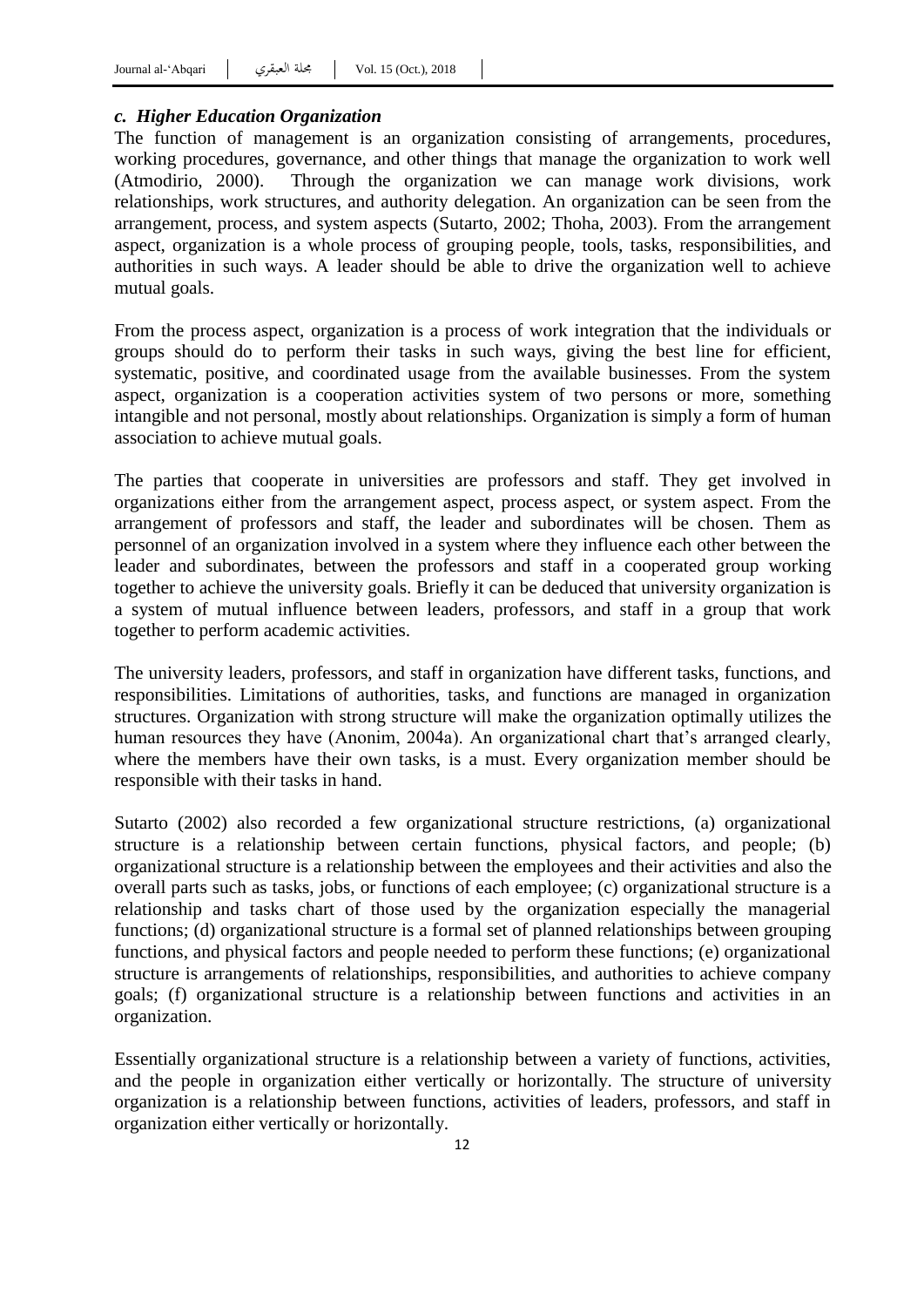### *c. Higher Education Organization*

The function of management is an organization consisting of arrangements, procedures, working procedures, governance, and other things that manage the organization to work well (Atmodirio, 2000). Through the organization we can manage work divisions, work relationships, work structures, and authority delegation. An organization can be seen from the arrangement, process, and system aspects (Sutarto, 2002; Thoha, 2003). From the arrangement aspect, organization is a whole process of grouping people, tools, tasks, responsibilities, and authorities in such ways. A leader should be able to drive the organization well to achieve mutual goals.

From the process aspect, organization is a process of work integration that the individuals or groups should do to perform their tasks in such ways, giving the best line for efficient, systematic, positive, and coordinated usage from the available businesses. From the system aspect, organization is a cooperation activities system of two persons or more, something intangible and not personal, mostly about relationships. Organization is simply a form of human association to achieve mutual goals.

The parties that cooperate in universities are professors and staff. They get involved in organizations either from the arrangement aspect, process aspect, or system aspect. From the arrangement of professors and staff, the leader and subordinates will be chosen. Them as personnel of an organization involved in a system where they influence each other between the leader and subordinates, between the professors and staff in a cooperated group working together to achieve the university goals. Briefly it can be deduced that university organization is a system of mutual influence between leaders, professors, and staff in a group that work together to perform academic activities.

The university leaders, professors, and staff in organization have different tasks, functions, and responsibilities. Limitations of authorities, tasks, and functions are managed in organization structures. Organization with strong structure will make the organization optimally utilizes the human resources they have (Anonim, 2004a). An organizational chart that's arranged clearly, where the members have their own tasks, is a must. Every organization member should be responsible with their tasks in hand.

Sutarto (2002) also recorded a few organizational structure restrictions, (a) organizational structure is a relationship between certain functions, physical factors, and people; (b) organizational structure is a relationship between the employees and their activities and also the overall parts such as tasks, jobs, or functions of each employee; (c) organizational structure is a relationship and tasks chart of those used by the organization especially the managerial functions; (d) organizational structure is a formal set of planned relationships between grouping functions, and physical factors and people needed to perform these functions; (e) organizational structure is arrangements of relationships, responsibilities, and authorities to achieve company goals; (f) organizational structure is a relationship between functions and activities in an organization.

Essentially organizational structure is a relationship between a variety of functions, activities, and the people in organization either vertically or horizontally. The structure of university organization is a relationship between functions, activities of leaders, professors, and staff in organization either vertically or horizontally.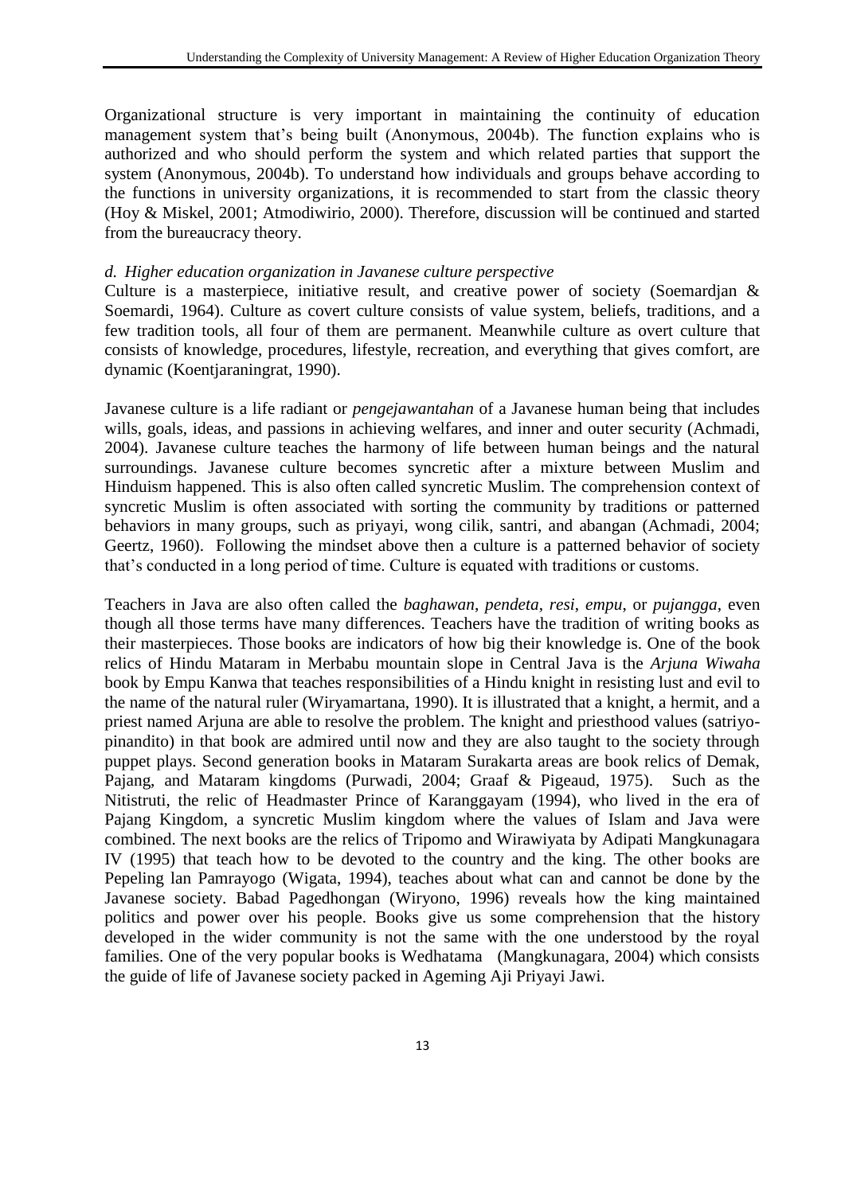Organizational structure is very important in maintaining the continuity of education management system that's being built (Anonymous, 2004b). The function explains who is authorized and who should perform the system and which related parties that support the system (Anonymous, 2004b). To understand how individuals and groups behave according to the functions in university organizations, it is recommended to start from the classic theory (Hoy & Miskel, 2001; Atmodiwirio, 2000). Therefore, discussion will be continued and started from the bureaucracy theory.

*d. Higher education organization in Javanese culture perspective*

Culture is a masterpiece, initiative result, and creative power of society (Soemardjan & Soemardi, 1964). Culture as covert culture consists of value system, beliefs, traditions, and a few tradition tools, all four of them are permanent. Meanwhile culture as overt culture that consists of knowledge, procedures, lifestyle, recreation, and everything that gives comfort, are dynamic (Koentjaraningrat, 1990).

Javanese culture is a life radiant or *pengejawantahan* of a Javanese human being that includes wills, goals, ideas, and passions in achieving welfares, and inner and outer security (Achmadi, 2004). Javanese culture teaches the harmony of life between human beings and the natural surroundings. Javanese culture becomes syncretic after a mixture between Muslim and Hinduism happened. This is also often called syncretic Muslim. The comprehension context of syncretic Muslim is often associated with sorting the community by traditions or patterned behaviors in many groups, such as priyayi, wong cilik, santri, and abangan (Achmadi, 2004; Geertz, 1960). Following the mindset above then a culture is a patterned behavior of society that's conducted in a long period of time. Culture is equated with traditions or customs.

Teachers in Java are also often called the *baghawan*, *pendeta*, *resi*, *empu*, or *pujangga*, even though all those terms have many differences. Teachers have the tradition of writing books as their masterpieces. Those books are indicators of how big their knowledge is. One of the book relics of Hindu Mataram in Merbabu mountain slope in Central Java is the *Arjuna Wiwaha* book by Empu Kanwa that teaches responsibilities of a Hindu knight in resisting lust and evil to the name of the natural ruler (Wiryamartana, 1990). It is illustrated that a knight, a hermit, and a priest named Arjuna are able to resolve the problem. The knight and priesthood values (satriyo-pinandito) in that book are admired until now and they are also taught to the society through puppet plays. Second generation books in Mataram Surakarta areas are book relics of Demak, Pajang, and Mataram kingdoms (Purwadi, 2004; Graaf & Pigeaud, 1975). Such as the Nitistruti, the relic of Headmaster Prince of Karanggayam (1994), who lived in the era of Pajang Kingdom, a syncretic Muslim kingdom where the values of Islam and Java were combined. The next books are the relics of Tripomo and Wirawiyata by Adipati Mangkunagara IV (1995) that teach how to be devoted to the country and the king. The other books are Pepeling lan Pamrayogo (Wigata, 1994), teaches about what can and cannot be done by the Javanese society. Babad Pagedhongan (Wiryono, 1996) reveals how the king maintained politics and power over his people. Books give us some comprehension that the history developed in the wider community is not the same with the one understood by the royal families. One of the very popular books is Wedhatama (Mangkunagara, 2004) which consists the guide of life of Javanese society packed in Ageming Aji Priyayi Jawi.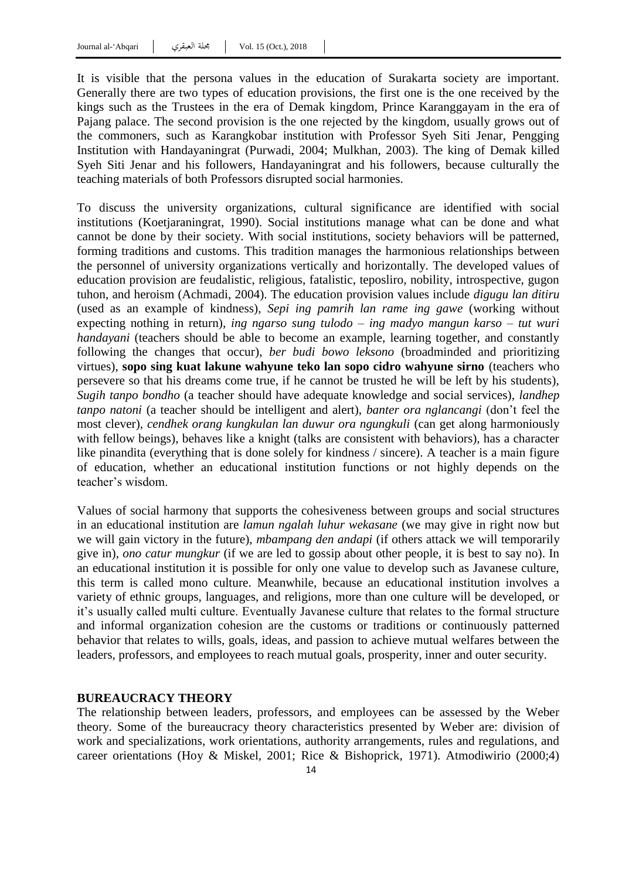It is visible that the persona values in the education of Surakarta society are important. Generally there are two types of education provisions, the first one is the one received by the kings such as the Trustees in the era of Demak kingdom, Prince Karanggayam in the era of Pajang palace. The second provision is the one rejected by the kingdom, usually grows out of the commoners, such as Karangkobar institution with Professor Syeh Siti Jenar, Pengging Institution with Handayaningrat (Purwadi, 2004; Mulkhan, 2003). The king of Demak killed Syeh Siti Jenar and his followers, Handayaningrat and his followers, because culturally the teaching materials of both Professors disrupted social harmonies.

To discuss the university organizations, cultural significance are identified with social institutions (Koetjaraningrat, 1990). Social institutions manage what can be done and what cannot be done by their society. With social institutions, society behaviors will be patterned, forming traditions and customs. This tradition manages the harmonious relationships between the personnel of university organizations vertically and horizontally. The developed values of education provision are feudalistic, religious, fatalistic, teposliro, nobility, introspective, gugon tuhon, and heroism (Achmadi, 2004). The education provision values include *digugu lan ditiru* (used as an example of kindness), *Sepi ing pamrih lan rame ing gawe* (working without expecting nothing in return), *ing ngarso sung tulodo – ing madyo mangun karso – tut wuri handayani* (teachers should be able to become an example, learning together, and constantly following the changes that occur), *ber budi bowo leksono* (broadminded and prioritizing virtues), **sopo sing kuat lakune wahyune teko lan sopo cidro wahyune sirno** (teachers who persevere so that his dreams come true, if he cannot be trusted he will be left by his students), *Sugih tanpo bondho* (a teacher should have adequate knowledge and social services), *landhep tanpo natoni* (a teacher should be intelligent and alert), *banter ora nglancangi* (don't feel the most clever), *cendhek orang kungkulan lan duwur ora ngungkuli* (can get along harmoniously with fellow beings), behaves like a knight (talks are consistent with behaviors), has a character like pinandita (everything that is done solely for kindness / sincere). A teacher is a main figure of education, whether an educational institution functions or not highly depends on the teacher's wisdom.

Values of social harmony that supports the cohesiveness between groups and social structures in an educational institution are *lamun ngalah luhur wekasane* (we may give in right now but we will gain victory in the future), *mbampang den andapi* (if others attack we will temporarily give in), *ono catur mungkur* (if we are led to gossip about other people, it is best to say no). In an educational institution it is possible for only one value to develop such as Javanese culture, this term is called mono culture. Meanwhile, because an educational institution involves a variety of ethnic groups, languages, and religions, more than one culture will be developed, or it's usually called multi culture. Eventually Javanese culture that relates to the formal structure and informal organization cohesion are the customs or traditions or continuously patterned behavior that relates to wills, goals, ideas, and passion to achieve mutual welfares between the leaders, professors, and employees to reach mutual goals, prosperity, inner and outer security.

## BUREAUCRACY THEORY

The relationship between leaders, professors, and employees can be assessed by the Weber theory. Some of the bureaucracy theory characteristics presented by Weber are: division of work and specializations, work orientations, authority arrangements, rules and regulations, and career orientations (Hoy & Miskel, 2001; Rice & Bishoprick, 1971). Atmodiwirio (2000;4)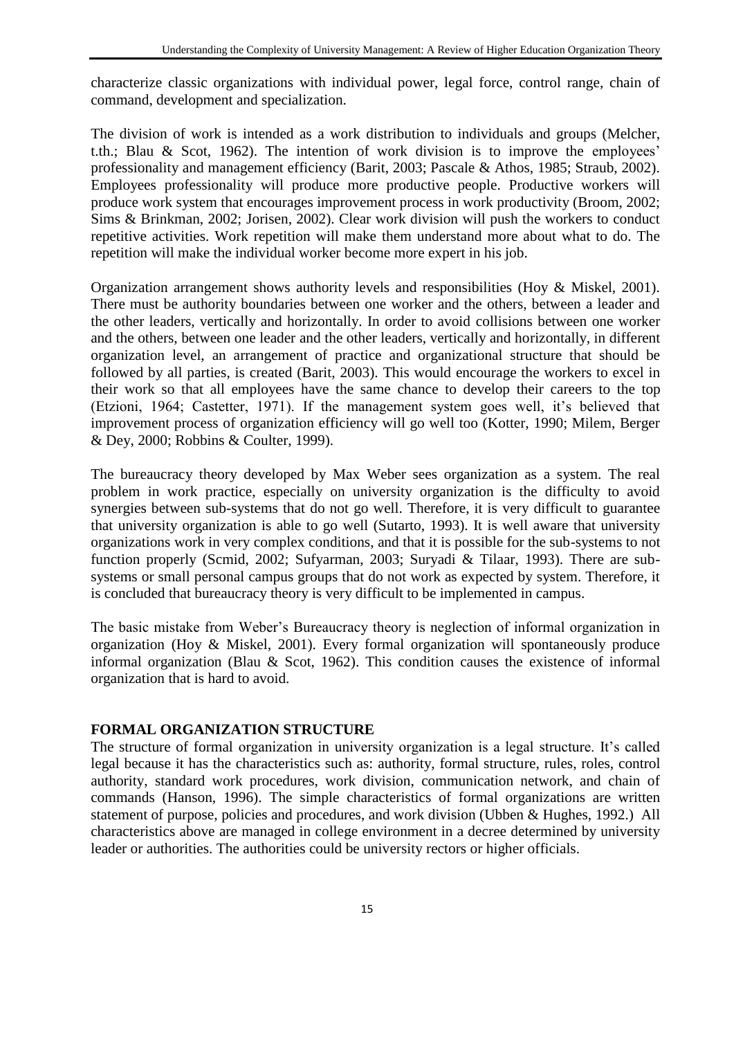characterize classic organizations with individual power, legal force, control range, chain of command, development and specialization.

The division of work is intended as a work distribution to individuals and groups (Melcher, t.th.; Blau & Scot, 1962). The intention of work division is to improve the employees' professionality and management efficiency (Barit, 2003; Pascale & Athos, 1985; Straub, 2002). Employees professionality will produce more productive people. Productive workers will produce work system that encourages improvement process in work productivity (Broom, 2002; Sims & Brinkman, 2002; Jorisen, 2002). Clear work division will push the workers to conduct repetitive activities. Work repetition will make them understand more about what to do. The repetition will make the individual worker become more expert in his job.

Organization arrangement shows authority levels and responsibilities (Hoy & Miskel, 2001). There must be authority boundaries between one worker and the others, between a leader and the other leaders, vertically and horizontally. In order to avoid collisions between one worker and the others, between one leader and the other leaders, vertically and horizontally, in different organization level, an arrangement of practice and organizational structure that should be followed by all parties, is created (Barit, 2003). This would encourage the workers to excel in their work so that all employees have the same chance to develop their careers to the top (Etzioni, 1964; Castetter, 1971). If the management system goes well, it's believed that improvement process of organization efficiency will go well too (Kotter, 1990; Milem, Berger & Dey, 2000; Robbins & Coulter, 1999).

The bureaucracy theory developed by Max Weber sees organization as a system. The real problem in work practice, especially on university organization is the difficulty to avoid synergies between sub-systems that do not go well. Therefore, it is very difficult to guarantee that university organization is able to go well (Sutarto, 1993). It is well aware that university organizations work in very complex conditions, and that it is possible for the sub-systems to not function properly (Scmid, 2002; Sufyarman, 2003; Suryadi & Tilaar, 1993). There are sub-systems or small personal campus groups that do not work as expected by system. Therefore, it is concluded that bureaucracy theory is very difficult to be implemented in campus.

The basic mistake from Weber's Bureaucracy theory is neglection of informal organization in organization (Hoy & Miskel, 2001). Every formal organization will spontaneously produce informal organization (Blau & Scot, 1962). This condition causes the existence of informal organization that is hard to avoid.

## FORMAL ORGANIZATION STRUCTURE

The structure of formal organization in university organization is a legal structure. It's called legal because it has the characteristics such as: authority, formal structure, rules, roles, control authority, standard work procedures, work division, communication network, and chain of commands (Hanson, 1996). The simple characteristics of formal organizations are written statement of purpose, policies and procedures, and work division (Ubben & Hughes, 1992.) All characteristics above are managed in college environment in a decree determined by university leader or authorities. The authorities could be university rectors or higher officials.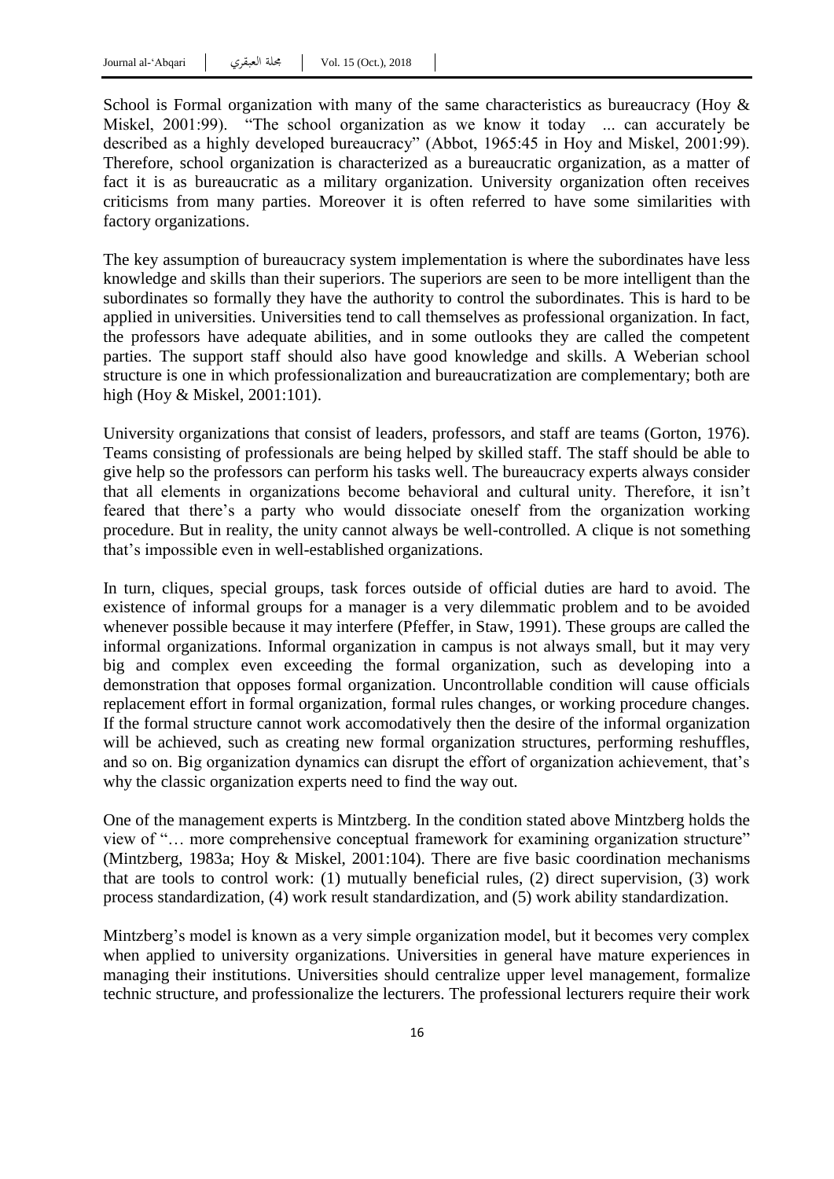School is Formal organization with many of the same characteristics as bureaucracy (Hoy & Miskel, 2001:99). "The school organization as we know it today ... can accurately be described as a highly developed bureaucracy" (Abbot, 1965:45 in Hoy and Miskel, 2001:99). Therefore, school organization is characterized as a bureaucratic organization, as a matter of fact it is as bureaucratic as a military organization. University organization often receives criticisms from many parties. Moreover it is often referred to have some similarities with factory organizations.

The key assumption of bureaucracy system implementation is where the subordinates have less knowledge and skills than their superiors. The superiors are seen to be more intelligent than the subordinates so formally they have the authority to control the subordinates. This is hard to be applied in universities. Universities tend to call themselves as professional organization. In fact, the professors have adequate abilities, and in some outlooks they are called the competent parties. The support staff should also have good knowledge and skills. A Weberian school structure is one in which professionalization and bureaucratization are complementary; both are high (Hoy & Miskel, 2001:101).

University organizations that consist of leaders, professors, and staff are teams (Gorton, 1976). Teams consisting of professionals are being helped by skilled staff. The staff should be able to give help so the professors can perform his tasks well. The bureaucracy experts always consider that all elements in organizations become behavioral and cultural unity. Therefore, it isn't feared that there's a party who would dissociate oneself from the organization working procedure. But in reality, the unity cannot always be well-controlled. A clique is not something that's impossible even in well-established organizations.

In turn, cliques, special groups, task forces outside of official duties are hard to avoid. The existence of informal groups for a manager is a very dilemmatic problem and to be avoided whenever possible because it may interfere (Pfeffer, in Staw, 1991). These groups are called the informal organizations. Informal organization in campus is not always small, but it may very big and complex even exceeding the formal organization, such as developing into a demonstration that opposes formal organization. Uncontrollable condition will cause officials replacement effort in formal organization, formal rules changes, or working procedure changes. If the formal structure cannot work accomodatively then the desire of the informal organization will be achieved, such as creating new formal organization structures, performing reshuffles, and so on. Big organization dynamics can disrupt the effort of organization achievement, that's why the classic organization experts need to find the way out.

One of the management experts is Mintzberg. In the condition stated above Mintzberg holds the view of "… more comprehensive conceptual framework for examining organization structure" (Mintzberg, 1983a; Hoy & Miskel, 2001:104). There are five basic coordination mechanisms that are tools to control work: (1) mutually beneficial rules, (2) direct supervision, (3) work process standardization, (4) work result standardization, and (5) work ability standardization.

Mintzberg's model is known as a very simple organization model, but it becomes very complex when applied to university organizations. Universities in general have mature experiences in managing their institutions. Universities should centralize upper level management, formalize technic structure, and professionalize the lecturers. The professional lecturers require their work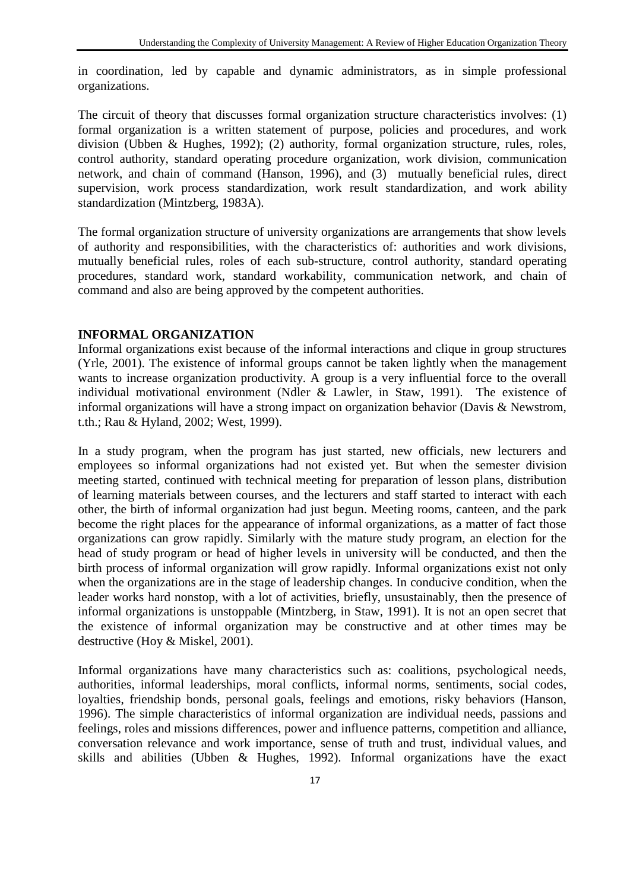in coordination, led by capable and dynamic administrators, as in simple professional organizations.

The circuit of theory that discusses formal organization structure characteristics involves: (1) formal organization is a written statement of purpose, policies and procedures, and work division (Ubben & Hughes, 1992); (2) authority, formal organization structure, rules, roles, control authority, standard operating procedure organization, work division, communication network, and chain of command (Hanson, 1996), and (3) mutually beneficial rules, direct supervision, work process standardization, work result standardization, and work ability standardization (Mintzberg, 1983A).

The formal organization structure of university organizations are arrangements that show levels of authority and responsibilities, with the characteristics of: authorities and work divisions, mutually beneficial rules, roles of each sub-structure, control authority, standard operating procedures, standard work, standard workability, communication network, and chain of command and also are being approved by the competent authorities.

## INFORMAL ORGANIZATION

Informal organizations exist because of the informal interactions and clique in group structures (Yrle, 2001). The existence of informal groups cannot be taken lightly when the management wants to increase organization productivity. A group is a very influential force to the overall individual motivational environment (Ndler & Lawler, in Staw, 1991). The existence of informal organizations will have a strong impact on organization behavior (Davis & Newstrom, t.th.; Rau & Hyland, 2002; West, 1999).

In a study program, when the program has just started, new officials, new lecturers and employees so informal organizations had not existed yet. But when the semester division meeting started, continued with technical meeting for preparation of lesson plans, distribution of learning materials between courses, and the lecturers and staff started to interact with each other, the birth of informal organization had just begun. Meeting rooms, canteen, and the park become the right places for the appearance of informal organizations, as a matter of fact those organizations can grow rapidly. Similarly with the mature study program, an election for the head of study program or head of higher levels in university will be conducted, and then the birth process of informal organization will grow rapidly. Informal organizations exist not only when the organizations are in the stage of leadership changes. In conducive condition, when the leader works hard nonstop, with a lot of activities, briefly, unsustainably, then the presence of informal organizations is unstoppable (Mintzberg, in Staw, 1991). It is not an open secret that the existence of informal organization may be constructive and at other times may be destructive (Hoy & Miskel, 2001).

Informal organizations have many characteristics such as: coalitions, psychological needs, authorities, informal leaderships, moral conflicts, informal norms, sentiments, social codes, loyalties, friendship bonds, personal goals, feelings and emotions, risky behaviors (Hanson, 1996). The simple characteristics of informal organization are individual needs, passions and feelings, roles and missions differences, power and influence patterns, competition and alliance, conversation relevance and work importance, sense of truth and trust, individual values, and skills and abilities (Ubben & Hughes, 1992). Informal organizations have the exact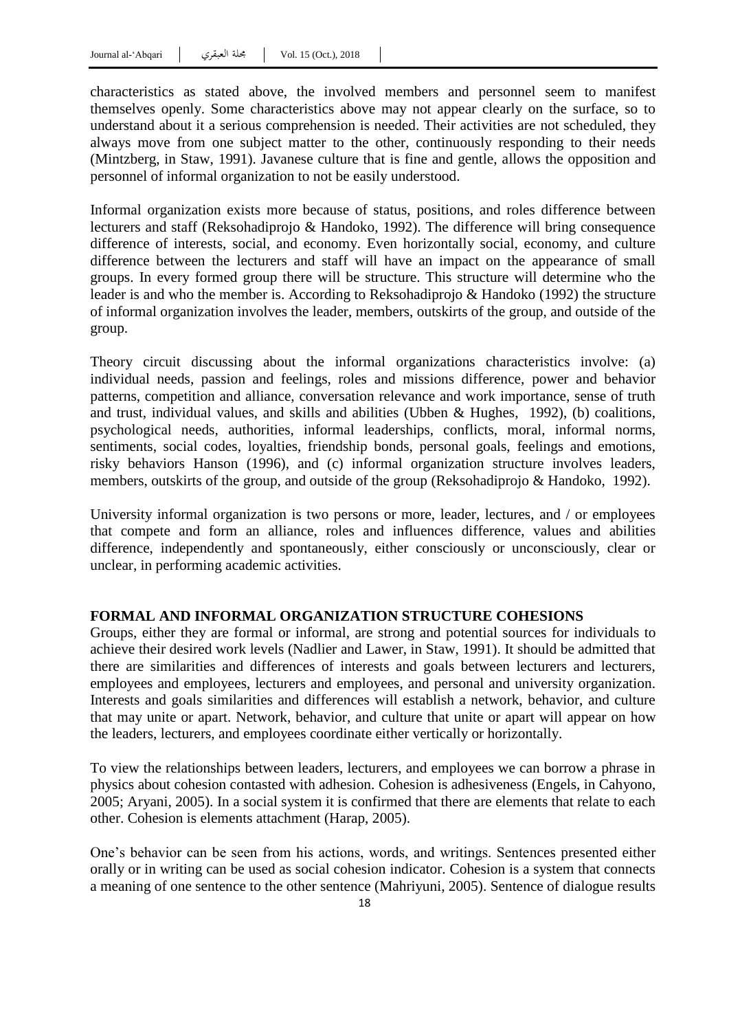characteristics as stated above, the involved members and personnel seem to manifest themselves openly. Some characteristics above may not appear clearly on the surface, so to understand about it a serious comprehension is needed. Their activities are not scheduled, they always move from one subject matter to the other, continuously responding to their needs (Mintzberg, in Staw, 1991). Javanese culture that is fine and gentle, allows the opposition and personnel of informal organization to not be easily understood.

Informal organization exists more because of status, positions, and roles difference between lecturers and staff (Reksohadiprojo & Handoko, 1992). The difference will bring consequence difference of interests, social, and economy. Even horizontally social, economy, and culture difference between the lecturers and staff will have an impact on the appearance of small groups. In every formed group there will be structure. This structure will determine who the leader is and who the member is. According to Reksohadiprojo & Handoko (1992) the structure of informal organization involves the leader, members, outskirts of the group, and outside of the group.

Theory circuit discussing about the informal organizations characteristics involve: (a) individual needs, passion and feelings, roles and missions difference, power and behavior patterns, competition and alliance, conversation relevance and work importance, sense of truth and trust, individual values, and skills and abilities (Ubben & Hughes, 1992), (b) coalitions, psychological needs, authorities, informal leaderships, conflicts, moral, informal norms, sentiments, social codes, loyalties, friendship bonds, personal goals, feelings and emotions, risky behaviors Hanson (1996), and (c) informal organization structure involves leaders, members, outskirts of the group, and outside of the group (Reksohadiprojo & Handoko, 1992).

University informal organization is two persons or more, leader, lectures, and / or employees that compete and form an alliance, roles and influences difference, values and abilities difference, independently and spontaneously, either consciously or unconsciously, clear or unclear, in performing academic activities.

## FORMAL AND INFORMAL ORGANIZATION STRUCTURE COHESIONS

Groups, either they are formal or informal, are strong and potential sources for individuals to achieve their desired work levels (Nadlier and Lawer, in Staw, 1991). It should be admitted that there are similarities and differences of interests and goals between lecturers and lecturers, employees and employees, lecturers and employees, and personal and university organization. Interests and goals similarities and differences will establish a network, behavior, and culture that may unite or apart. Network, behavior, and culture that unite or apart will appear on how the leaders, lecturers, and employees coordinate either vertically or horizontally.

To view the relationships between leaders, lecturers, and employees we can borrow a phrase in physics about cohesion contasted with adhesion. Cohesion is adhesiveness (Engels, in Cahyono, 2005; Aryani, 2005). In a social system it is confirmed that there are elements that relate to each other. Cohesion is elements attachment (Harap, 2005).

One's behavior can be seen from his actions, words, and writings. Sentences presented either orally or in writing can be used as social cohesion indicator. Cohesion is a system that connects a meaning of one sentence to the other sentence (Mahriyuni, 2005). Sentence of dialogue results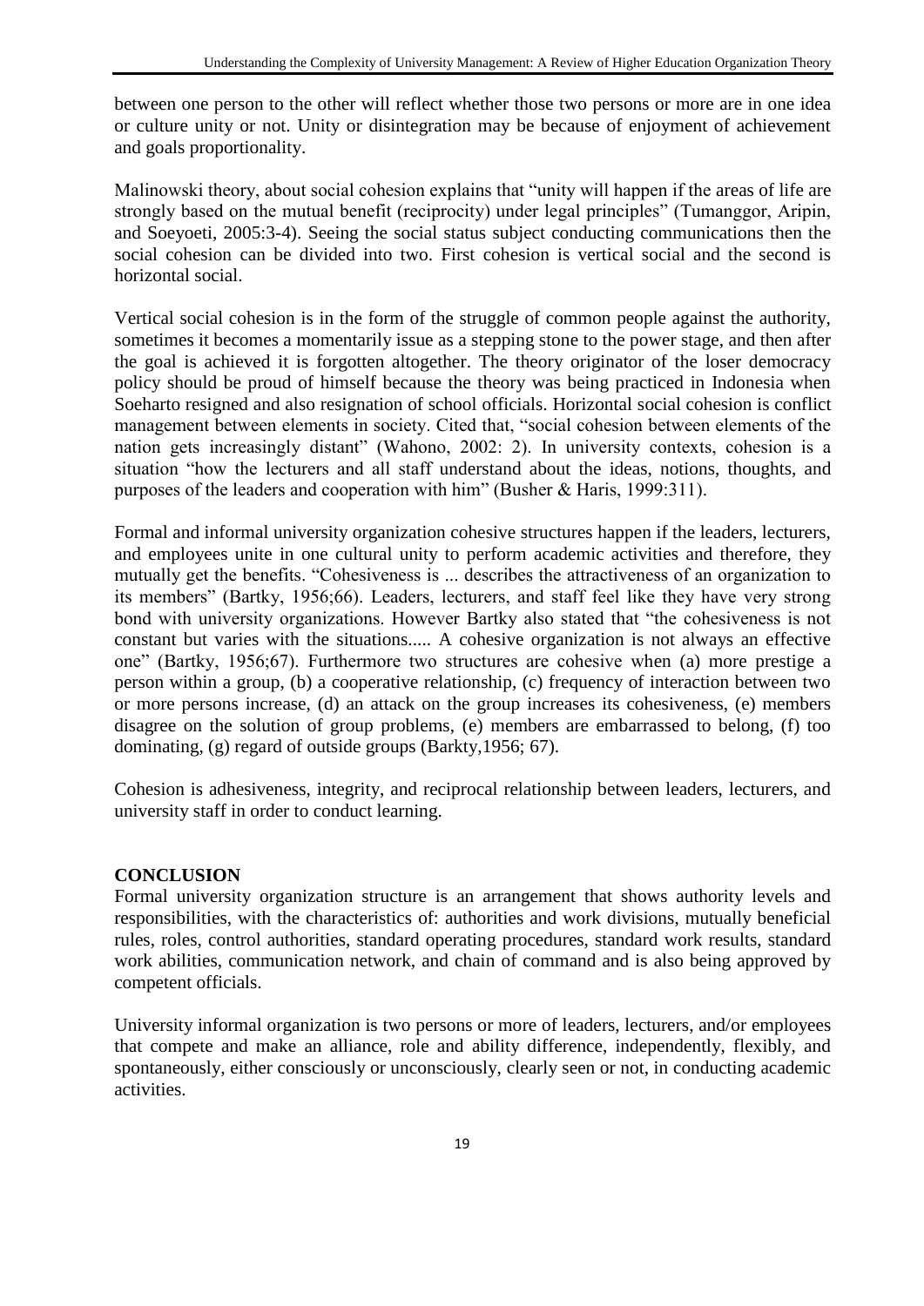between one person to the other will reflect whether those two persons or more are in one idea or culture unity or not. Unity or disintegration may be because of enjoyment of achievement and goals proportionality.

Malinowski theory, about social cohesion explains that "unity will happen if the areas of life are strongly based on the mutual benefit (reciprocity) under legal principles" (Tumanggor, Aripin, and Soeyoeti, 2005:3-4). Seeing the social status subject conducting communications then the social cohesion can be divided into two. First cohesion is vertical social and the second is horizontal social.

Vertical social cohesion is in the form of the struggle of common people against the authority, sometimes it becomes a momentarily issue as a stepping stone to the power stage, and then after the goal is achieved it is forgotten altogether. The theory originator of the loser democracy policy should be proud of himself because the theory was being practiced in Indonesia when Soeharto resigned and also resignation of school officials. Horizontal social cohesion is conflict management between elements in society. Cited that, "social cohesion between elements of the nation gets increasingly distant" (Wahono, 2002: 2). In university contexts, cohesion is a situation "how the lecturers and all staff understand about the ideas, notions, thoughts, and purposes of the leaders and cooperation with him" (Busher & Haris, 1999:311).

Formal and informal university organization cohesive structures happen if the leaders, lecturers, and employees unite in one cultural unity to perform academic activities and therefore, they mutually get the benefits. "Cohesiveness is ... describes the attractiveness of an organization to its members" (Bartky, 1956;66). Leaders, lecturers, and staff feel like they have very strong bond with university organizations. However Bartky also stated that "the cohesiveness is not constant but varies with the situations..... A cohesive organization is not always an effective one" (Bartky, 1956;67). Furthermore two structures are cohesive when (a) more prestige a person within a group, (b) a cooperative relationship, (c) frequency of interaction between two or more persons increase, (d) an attack on the group increases its cohesiveness, (e) members disagree on the solution of group problems, (e) members are embarrassed to belong, (f) too dominating, (g) regard of outside groups (Barkty,1956; 67).

Cohesion is adhesiveness, integrity, and reciprocal relationship between leaders, lecturers, and university staff in order to conduct learning.

## CONCLUSION

Formal university organization structure is an arrangement that shows authority levels and responsibilities, with the characteristics of: authorities and work divisions, mutually beneficial rules, roles, control authorities, standard operating procedures, standard work results, standard work abilities, communication network, and chain of command and is also being approved by competent officials.

University informal organization is two persons or more of leaders, lecturers, and/or employees that compete and make an alliance, role and ability difference, independently, flexibly, and spontaneously, either consciously or unconsciously, clearly seen or not, in conducting academic activities.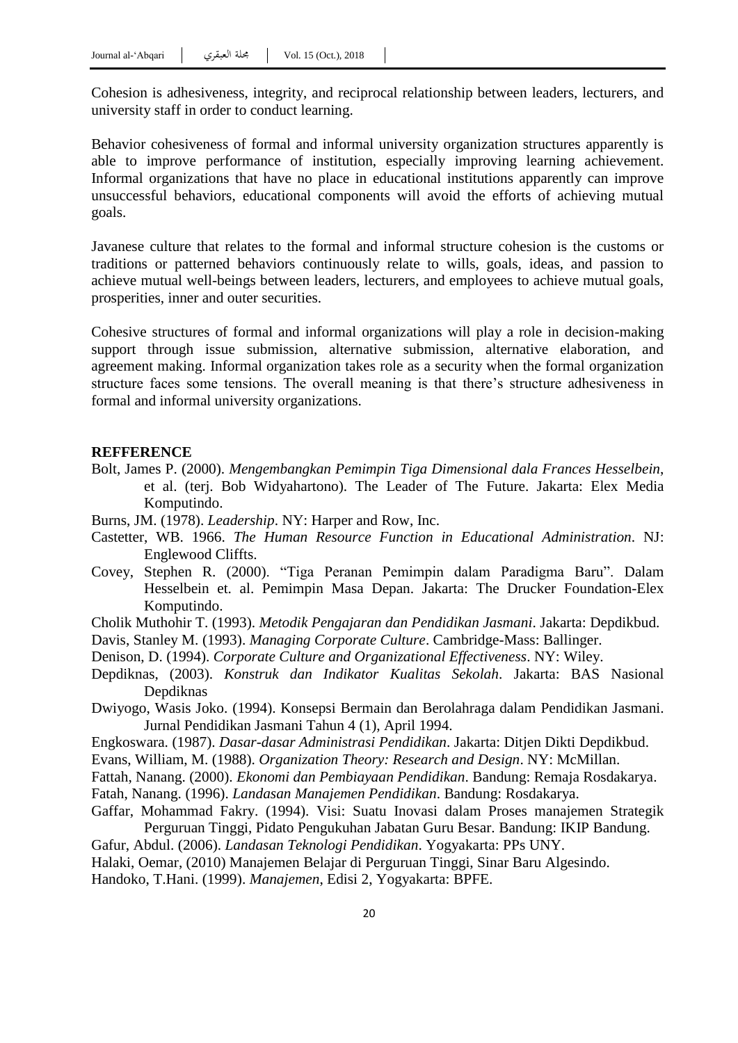Cohesion is adhesiveness, integrity, and reciprocal relationship between leaders, lecturers, and university staff in order to conduct learning.

Behavior cohesiveness of formal and informal university organization structures apparently is able to improve performance of institution, especially improving learning achievement. Informal organizations that have no place in educational institutions apparently can improve unsuccessful behaviors, educational components will avoid the efforts of achieving mutual goals.

Javanese culture that relates to the formal and informal structure cohesion is the customs or traditions or patterned behaviors continuously relate to wills, goals, ideas, and passion to achieve mutual well-beings between leaders, lecturers, and employees to achieve mutual goals, prosperities, inner and outer securities.

Cohesive structures of formal and informal organizations will play a role in decision-making support through issue submission, alternative submission, alternative elaboration, and agreement making. Informal organization takes role as a security when the formal organization structure faces some tensions. The overall meaning is that there's structure adhesiveness in formal and informal university organizations.

## REFFERENCE

Bolt, James P. (2000). *Mengembangkan Pemimpin Tiga Dimensional dala Frances Hesselbein*, et al. (terj. Bob Widyahartono). The Leader of The Future. Jakarta: Elex Media Komputindo.

Burns, JM. (1978). *Leadership*. NY: Harper and Row, Inc.

Castetter, WB. 1966. *The Human Resource Function in Educational Administration*. NJ: Englewood Cliffts.

Covey, Stephen R. (2000). "Tiga Peranan Pemimpin dalam Paradigma Baru". Dalam Hesselbein et. al. Pemimpin Masa Depan. Jakarta: The Drucker Foundation-Elex Komputindo.

Cholik Muthohir T. (1993). *Metodik Pengajaran dan Pendidikan Jasmani*. Jakarta: Depdikbud.

Davis, Stanley M. (1993). *Managing Corporate Culture*. Cambridge-Mass: Ballinger.

Denison, D. (1994). *Corporate Culture and Organizational Effectiveness*. NY: Wiley.

Depdiknas, (2003). *Konstruk dan Indikator Kualitas Sekolah*. Jakarta: BAS Nasional Depdiknas

Dwiyogo, Wasis Joko. (1994). Konsepsi Bermain dan Berolahraga dalam Pendidikan Jasmani. Jurnal Pendidikan Jasmani Tahun 4 (1), April 1994.

Engkoswara. (1987). *Dasar-dasar Administrasi Pendidikan*. Jakarta: Ditjen Dikti Depdikbud.

Evans, William, M. (1988). *Organization Theory: Research and Design*. NY: McMillan.

Fattah, Nanang. (2000). *Ekonomi dan Pembiayaan Pendidikan*. Bandung: Remaja Rosdakarya.

Fatah, Nanang. (1996). *Landasan Manajemen Pendidikan*. Bandung: Rosdakarya.

Gaffar, Mohammad Fakry. (1994). Visi: Suatu Inovasi dalam Proses manajemen Strategik Perguruan Tinggi, Pidato Pengukuhan Jabatan Guru Besar. Bandung: IKIP Bandung.

Gafur, Abdul. (2006). *Landasan Teknologi Pendidikan*. Yogyakarta: PPs UNY.

Halaki, Oemar, (2010) Manajemen Belajar di Perguruan Tinggi, Sinar Baru Algesindo.

Handoko, T.Hani. (1999). *Manajemen*, Edisi 2, Yogyakarta: BPFE.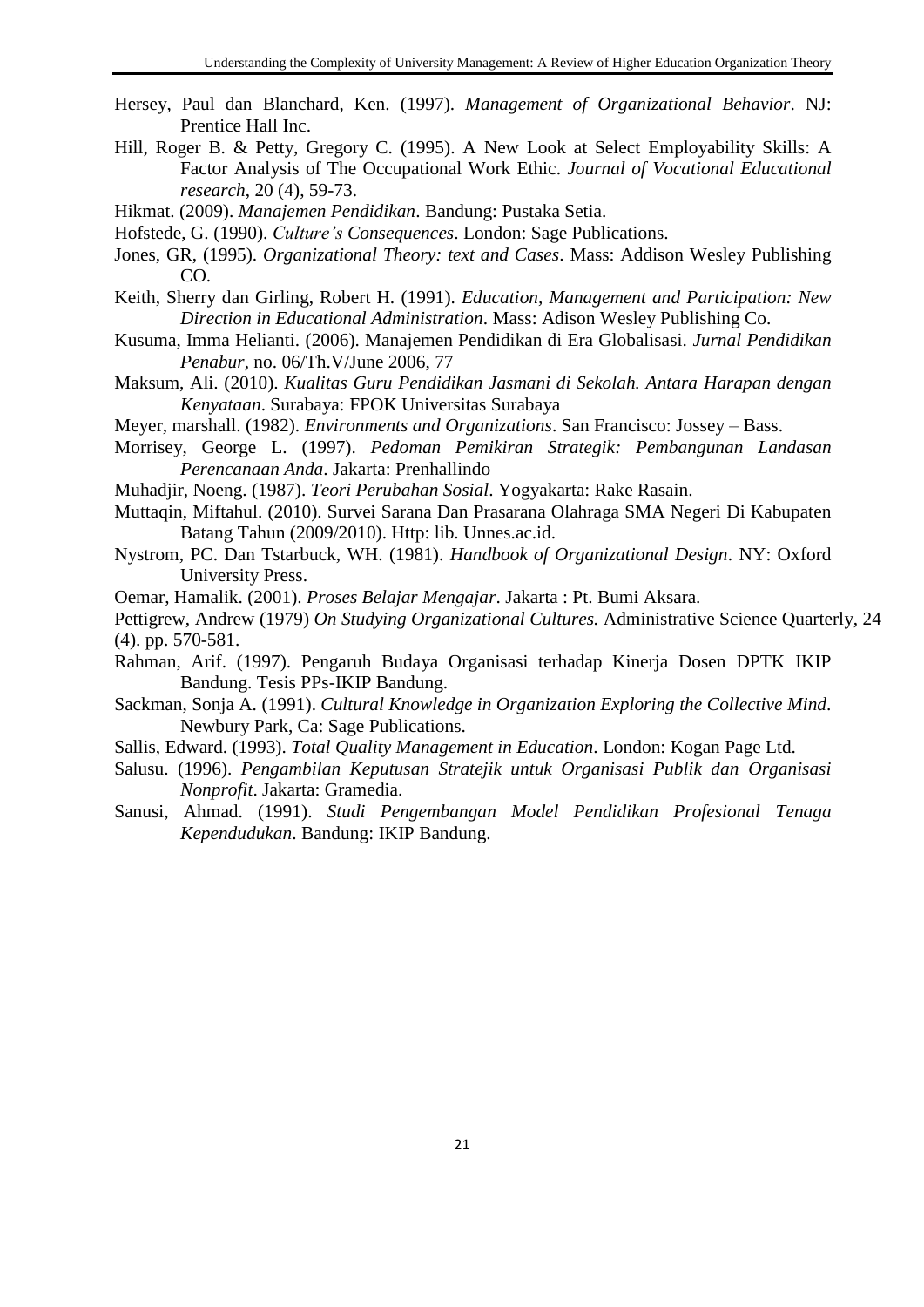Hersey, Paul dan Blanchard, Ken. (1997). *Management of Organizational Behavior*. NJ: Prentice Hall Inc.

Hill, Roger B. & Petty, Gregory C. (1995). A New Look at Select Employability Skills: A Factor Analysis of The Occupational Work Ethic. *Journal of Vocational Educational research*, 20 (4), 59-73.

Hikmat. (2009). *Manajemen Pendidikan*. Bandung: Pustaka Setia.

Hofstede, G. (1990). *Culture's Consequences*. London: Sage Publications.

Jones, GR, (1995). *Organizational Theory: text and Cases*. Mass: Addison Wesley Publishing CO.

Keith, Sherry dan Girling, Robert H. (1991). *Education, Management and Participation: New Direction in Educational Administration*. Mass: Adison Wesley Publishing Co.

Kusuma, Imma Helianti. (2006). Manajemen Pendidikan di Era Globalisasi. *Jurnal Pendidikan Penabur*, no. 06/Th.V/June 2006, 77

Maksum, Ali. (2010). *Kualitas Guru Pendidikan Jasmani di Sekolah. Antara Harapan dengan Kenyataan*. Surabaya: FPOK Universitas Surabaya

Meyer, marshall. (1982). *Environments and Organizations*. San Francisco: Jossey – Bass.

Morrisey, George L. (1997). *Pedoman Pemikiran Strategik: Pembangunan Landasan Perencanaan Anda*. Jakarta: Prenhallindo

Muhadjir, Noeng. (1987). *Teori Perubahan Sosial*. Yogyakarta: Rake Rasain.

Muttaqin, Miftahul. (2010). Survei Sarana Dan Prasarana Olahraga SMA Negeri Di Kabupaten Batang Tahun (2009/2010). Http: lib. Unnes.ac.id.

Nystrom, PC. Dan Tstarbuck, WH. (1981). *Handbook of Organizational Design*. NY: Oxford University Press.

Oemar, Hamalik. (2001). *Proses Belajar Mengajar*. Jakarta : Pt. Bumi Aksara.

Pettigrew, Andrew (1979) *On Studying Organizational Cultures.* Administrative Science Quarterly, 24 (4). pp. 570-581.

Rahman, Arif. (1997). Pengaruh Budaya Organisasi terhadap Kinerja Dosen DPTK IKIP Bandung. Tesis PPs-IKIP Bandung.

Sackman, Sonja A. (1991). *Cultural Knowledge in Organization Exploring the Collective Mind*. Newbury Park, Ca: Sage Publications.

Sallis, Edward. (1993). *Total Quality Management in Education*. London: Kogan Page Ltd.

Salusu. (1996). *Pengambilan Keputusan Stratejik untuk Organisasi Publik dan Organisasi Nonprofit*. Jakarta: Gramedia.

Sanusi, Ahmad. (1991). *Studi Pengembangan Model Pendidikan Profesional Tenaga Kependudukan*. Bandung: IKIP Bandung.